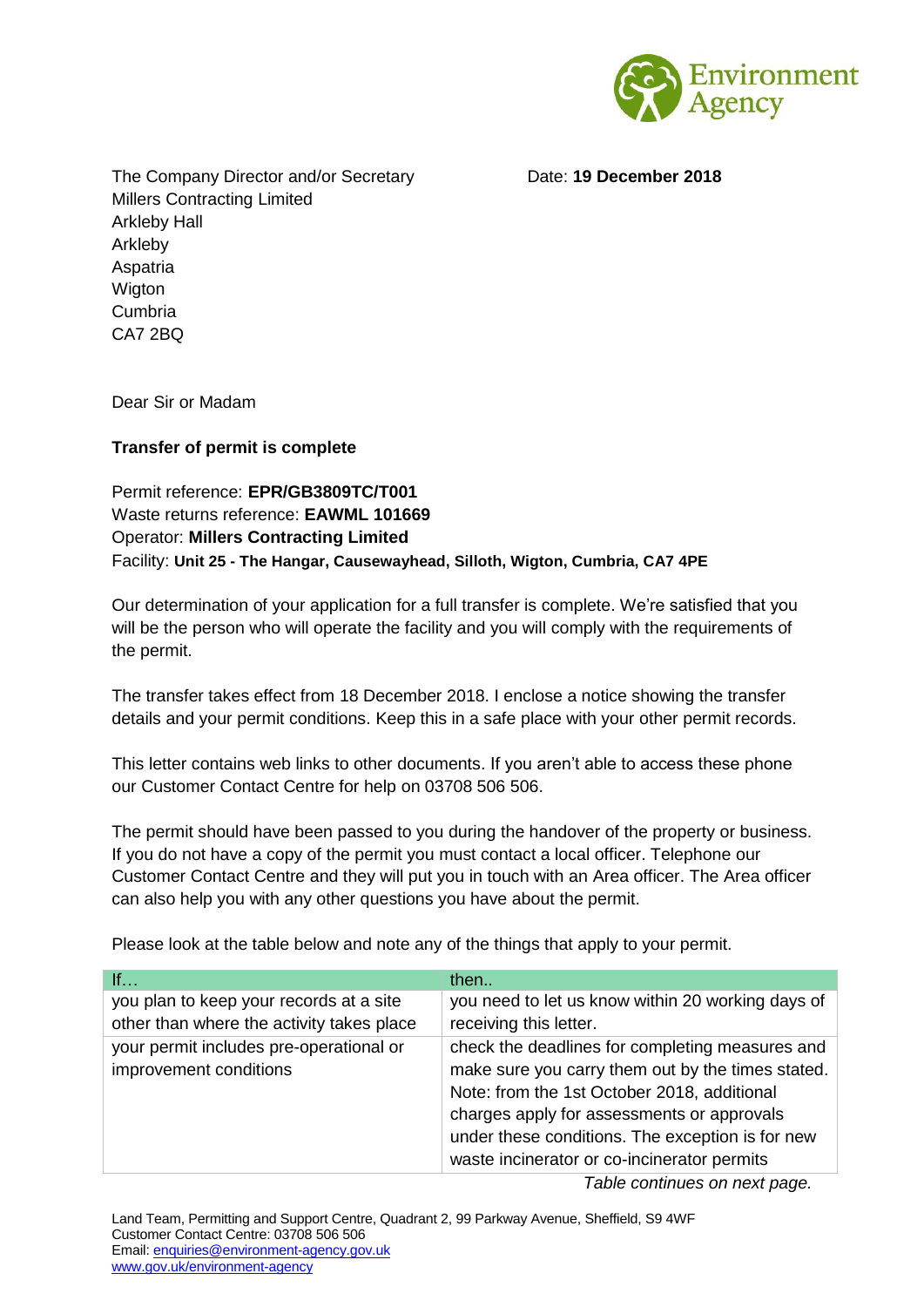The Company Director and/or Secretary
Millers Contracting Limited
Arkleby Hall
Arkleby
Aspatria
Wigton
Cumbria
CA7 2BQ

Date: **19 December 2018**

Dear Sir or Madam

**Transfer of permit is complete**

Permit reference: **EPR/GB3809TC/T001**
Waste returns reference: **EAWML 101669**
Operator: **Millers Contracting Limited**
Facility: **Unit 25 - The Hangar, Causewayhead, Silloth, Wigton, Cumbria, CA7 4PE**

Our determination of your application for a full transfer is complete. We're satisfied that you will be the person who will operate the facility and you will comply with the requirements of the permit.

The transfer takes effect from 18 December 2018. I enclose a notice showing the transfer details and your permit conditions. Keep this in a safe place with your other permit records.

This letter contains web links to other documents. If you aren't able to access these phone our Customer Contact Centre for help on 03708 506 506.

The permit should have been passed to you during the handover of the property or business. If you do not have a copy of the permit you must contact a local officer. Telephone our Customer Contact Centre and they will put you in touch with an Area officer. The Area officer can also help you with any other questions you have about the permit.

Please look at the table below and note any of the things that apply to your permit.

| If… | then.. |
|---|---|
| you plan to keep your records at a site other than where the activity takes place | you need to let us know within 20 working days of receiving this letter. |
| your permit includes pre-operational or improvement conditions | check the deadlines for completing measures and make sure you carry them out by the times stated. Note: from the 1st October 2018, additional charges apply for assessments or approvals under these conditions. The exception is for new waste incinerator or co-incinerator permits |

*Table continues on next page.*

Land Team, Permitting and Support Centre, Quadrant 2, 99 Parkway Avenue, Sheffield, S9 4WF
Customer Contact Centre: 03708 506 506
Email: enquiries@environment-agency.gov.uk
www.gov.uk/environment-agency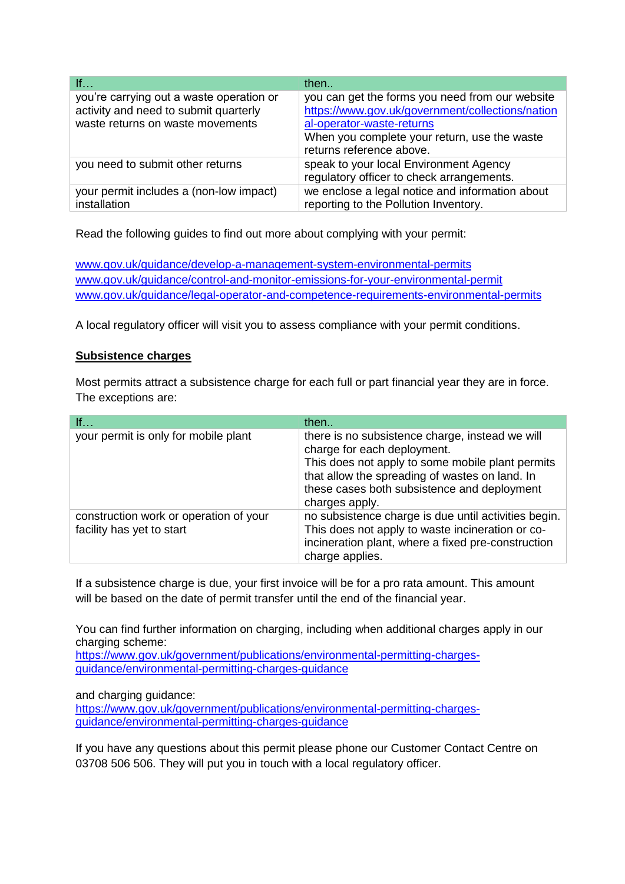| If… | then.. |
| --- | --- |
| you're carrying out a waste operation or activity and need to submit quarterly waste returns on waste movements | you can get the forms you need from our website https://www.gov.uk/government/collections/national-operator-waste-returns When you complete your return, use the waste returns reference above. |
| you need to submit other returns | speak to your local Environment Agency regulatory officer to check arrangements. |
| your permit includes a (non-low impact) installation | we enclose a legal notice and information about reporting to the Pollution Inventory. |

Read the following guides to find out more about complying with your permit:

www.gov.uk/guidance/develop-a-management-system-environmental-permits
www.gov.uk/guidance/control-and-monitor-emissions-for-your-environmental-permit
www.gov.uk/guidance/legal-operator-and-competence-requirements-environmental-permits

A local regulatory officer will visit you to assess compliance with your permit conditions.

**Subsistence charges**

Most permits attract a subsistence charge for each full or part financial year they are in force. The exceptions are:

| If… | then.. |
| --- | --- |
| your permit is only for mobile plant | there is no subsistence charge, instead we will charge for each deployment. This does not apply to some mobile plant permits that allow the spreading of wastes on land. In these cases both subsistence and deployment charges apply. |
| construction work or operation of your facility has yet to start | no subsistence charge is due until activities begin. This does not apply to waste incineration or co-incineration plant, where a fixed pre-construction charge applies. |

If a subsistence charge is due, your first invoice will be for a pro rata amount. This amount will be based on the date of permit transfer until the end of the financial year.

You can find further information on charging, including when additional charges apply in our charging scheme:
https://www.gov.uk/government/publications/environmental-permitting-charges-guidance/environmental-permitting-charges-guidance

and charging guidance:
https://www.gov.uk/government/publications/environmental-permitting-charges-guidance/environmental-permitting-charges-guidance

If you have any questions about this permit please phone our Customer Contact Centre on 03708 506 506. They will put you in touch with a local regulatory officer.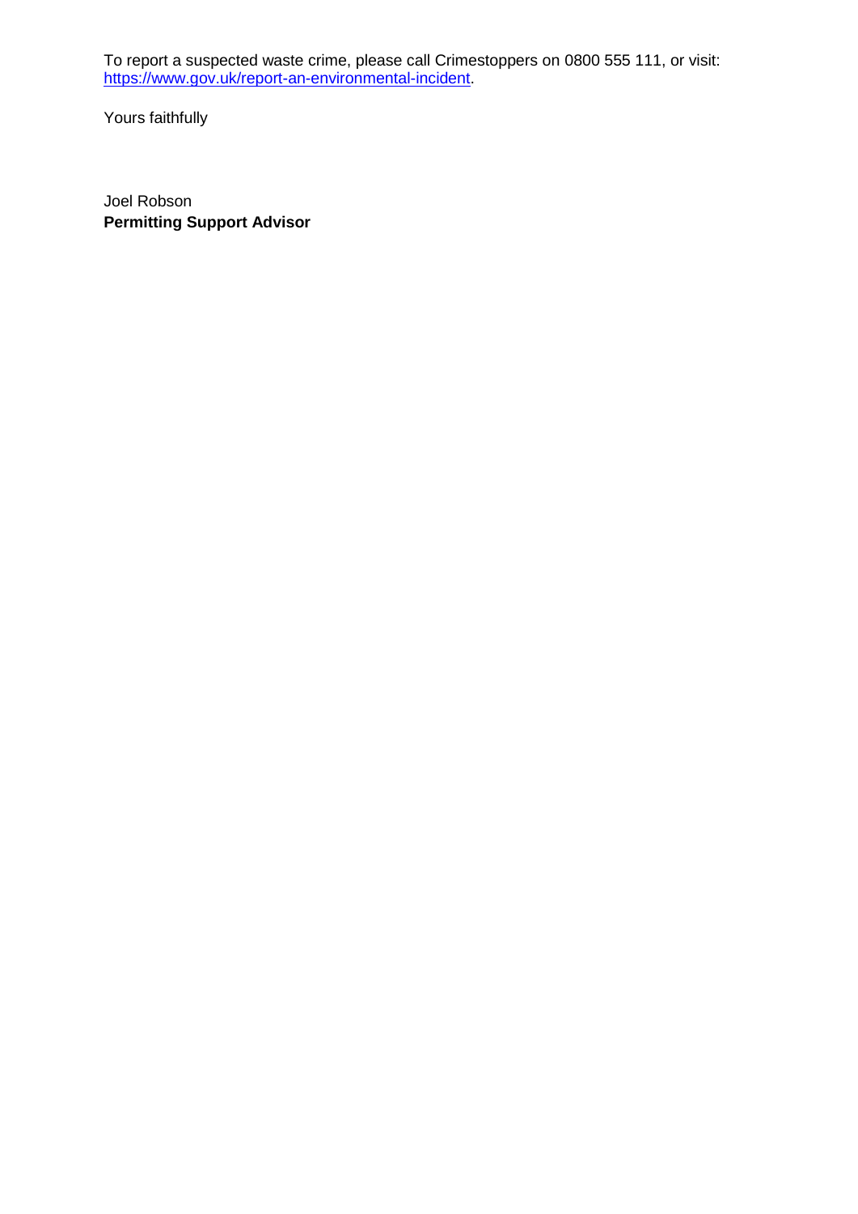To report a suspected waste crime, please call Crimestoppers on 0800 555 111, or visit: https://www.gov.uk/report-an-environmental-incident.

Yours faithfully

Joel Robson
**Permitting Support Advisor**